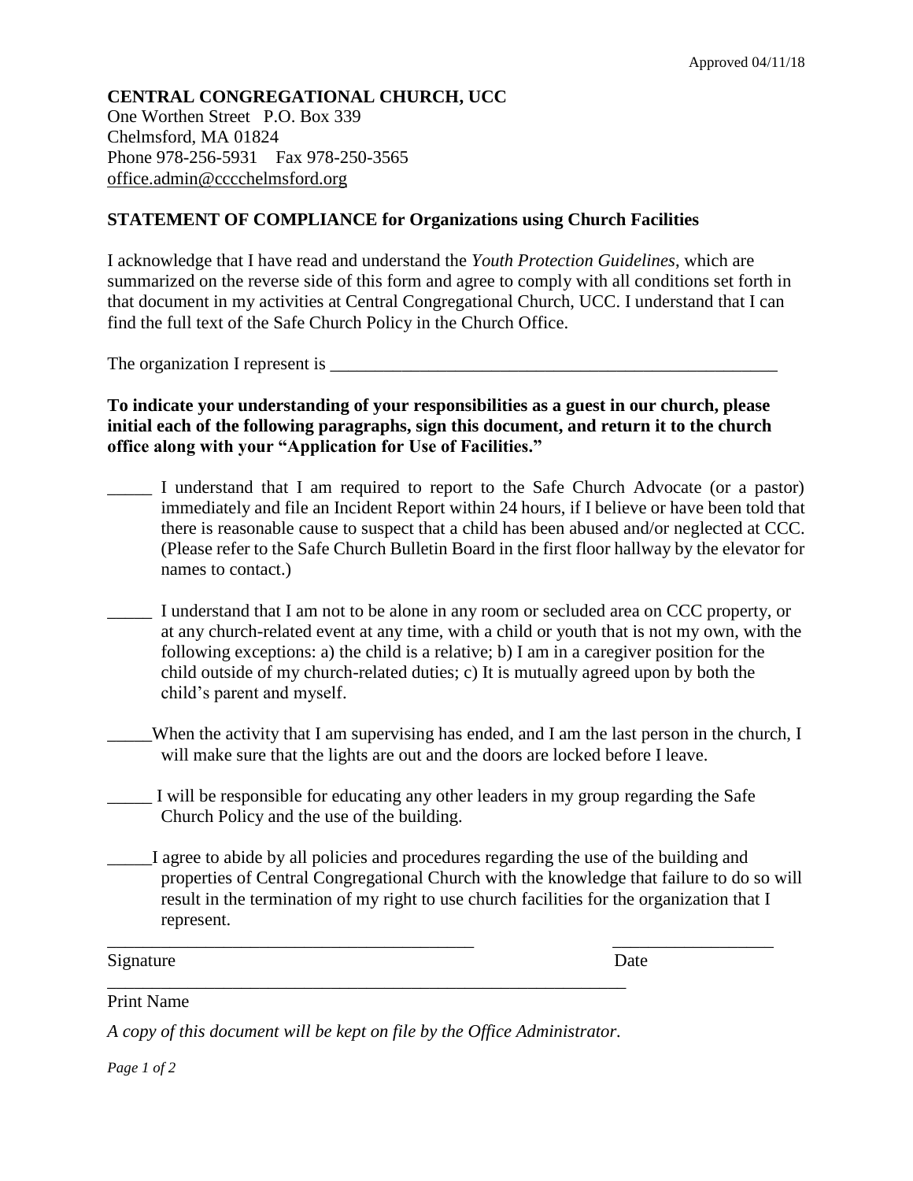Approved 04/11/18

**CENTRAL CONGREGATIONAL CHURCH, UCC**
One Worthen Street P.O. Box 339
Chelmsford, MA 01824
Phone 978-256-5931 Fax 978-250-3565
office.admin@cccchelmsford.org

**STATEMENT OF COMPLIANCE for Organizations using Church Facilities**

I acknowledge that I have read and understand the *Youth Protection Guidelines*, which are summarized on the reverse side of this form and agree to comply with all conditions set forth in that document in my activities at Central Congregational Church, UCC. I understand that I can find the full text of the Safe Church Policy in the Church Office.

The organization I represent is ___________________________________________________

**To indicate your understanding of your responsibilities as a guest in our church, please initial each of the following paragraphs, sign this document, and return it to the church office along with your "Application for Use of Facilities."**

_____ I understand that I am required to report to the Safe Church Advocate (or a pastor) immediately and file an Incident Report within 24 hours, if I believe or have been told that there is reasonable cause to suspect that a child has been abused and/or neglected at CCC. (Please refer to the Safe Church Bulletin Board in the first floor hallway by the elevator for names to contact.)

_____ I understand that I am not to be alone in any room or secluded area on CCC property, or at any church-related event at any time, with a child or youth that is not my own, with the following exceptions: a) the child is a relative; b) I am in a caregiver position for the child outside of my church-related duties; c) It is mutually agreed upon by both the child's parent and myself.

_____When the activity that I am supervising has ended, and I am the last person in the church, I will make sure that the lights are out and the doors are locked before I leave.

_____ I will be responsible for educating any other leaders in my group regarding the Safe Church Policy and the use of the building.

_____I agree to abide by all policies and procedures regarding the use of the building and properties of Central Congregational Church with the knowledge that failure to do so will result in the termination of my right to use church facilities for the organization that I represent.

_________________________________________ __________________
Signature Date

___________________________________________________________
Print Name

*A copy of this document will be kept on file by the Office Administrator.*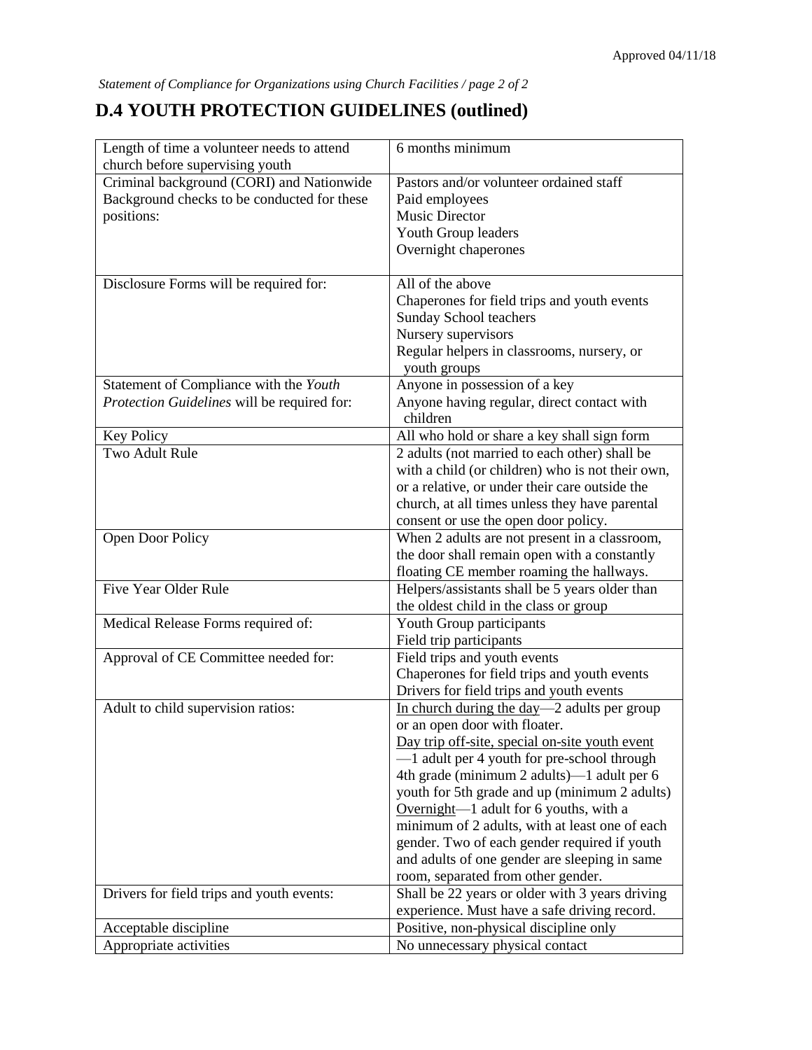Approved 04/11/18

*Statement of Compliance for Organizations using Church Facilities / page 2 of 2*

# D.4 YOUTH PROTECTION GUIDELINES (outlined)

| | |
|---|---|
| Length of time a volunteer needs to attend church before supervising youth | 6 months minimum |
| Criminal background (CORI) and Nationwide Background checks to be conducted for these positions: | Pastors and/or volunteer ordained staff<br>Paid employees<br>Music Director<br>Youth Group leaders<br>Overnight chaperones |
| Disclosure Forms will be required for: | All of the above<br>Chaperones for field trips and youth events<br>Sunday School teachers<br>Nursery supervisors<br>Regular helpers in classrooms, nursery, or youth groups |
| Statement of Compliance with the *Youth Protection Guidelines* will be required for: | Anyone in possession of a key<br>Anyone having regular, direct contact with children |
| Key Policy | All who hold or share a key shall sign form |
| Two Adult Rule | 2 adults (not married to each other) shall be with a child (or children) who is not their own, or a relative, or under their care outside the church, at all times unless they have parental consent or use the open door policy. |
| Open Door Policy | When 2 adults are not present in a classroom, the door shall remain open with a constantly floating CE member roaming the hallways. |
| Five Year Older Rule | Helpers/assistants shall be 5 years older than the oldest child in the class or group |
| Medical Release Forms required of: | Youth Group participants<br>Field trip participants |
| Approval of CE Committee needed for: | Field trips and youth events<br>Chaperones for field trips and youth events<br>Drivers for field trips and youth events |
| Adult to child supervision ratios: | <u>In church during the day</u>—2 adults per group or an open door with floater.<br><u>Day trip off-site, special on-site youth event</u>—1 adult per 4 youth for pre-school through 4th grade (minimum 2 adults)—1 adult per 6 youth for 5th grade and up (minimum 2 adults)<br><u>Overnight</u>—1 adult for 6 youths, with a minimum of 2 adults, with at least one of each gender. Two of each gender required if youth and adults of one gender are sleeping in same room, separated from other gender. |
| Drivers for field trips and youth events: | Shall be 22 years or older with 3 years driving experience. Must have a safe driving record. |
| Acceptable discipline | Positive, non-physical discipline only |
| Appropriate activities | No unnecessary physical contact |